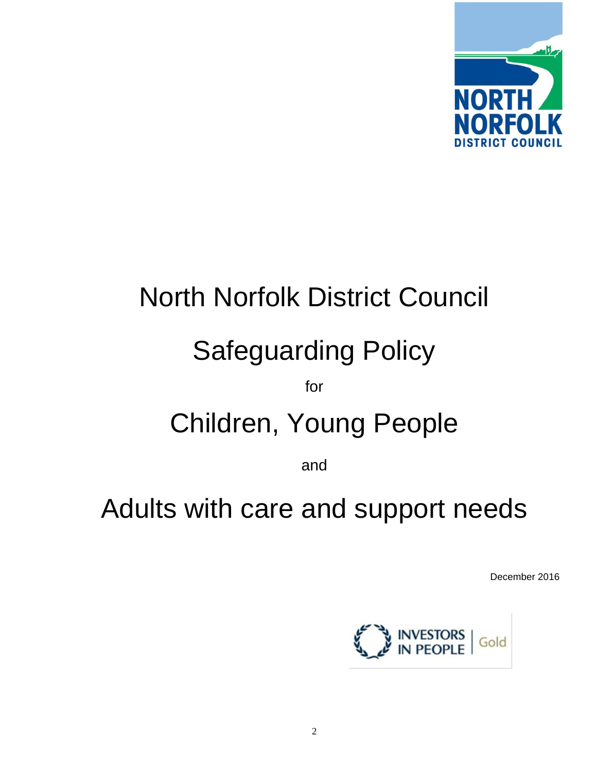# North Norfolk District Council

# Safeguarding Policy

for

# Children, Young People

and

# Adults with care and support needs

December 2016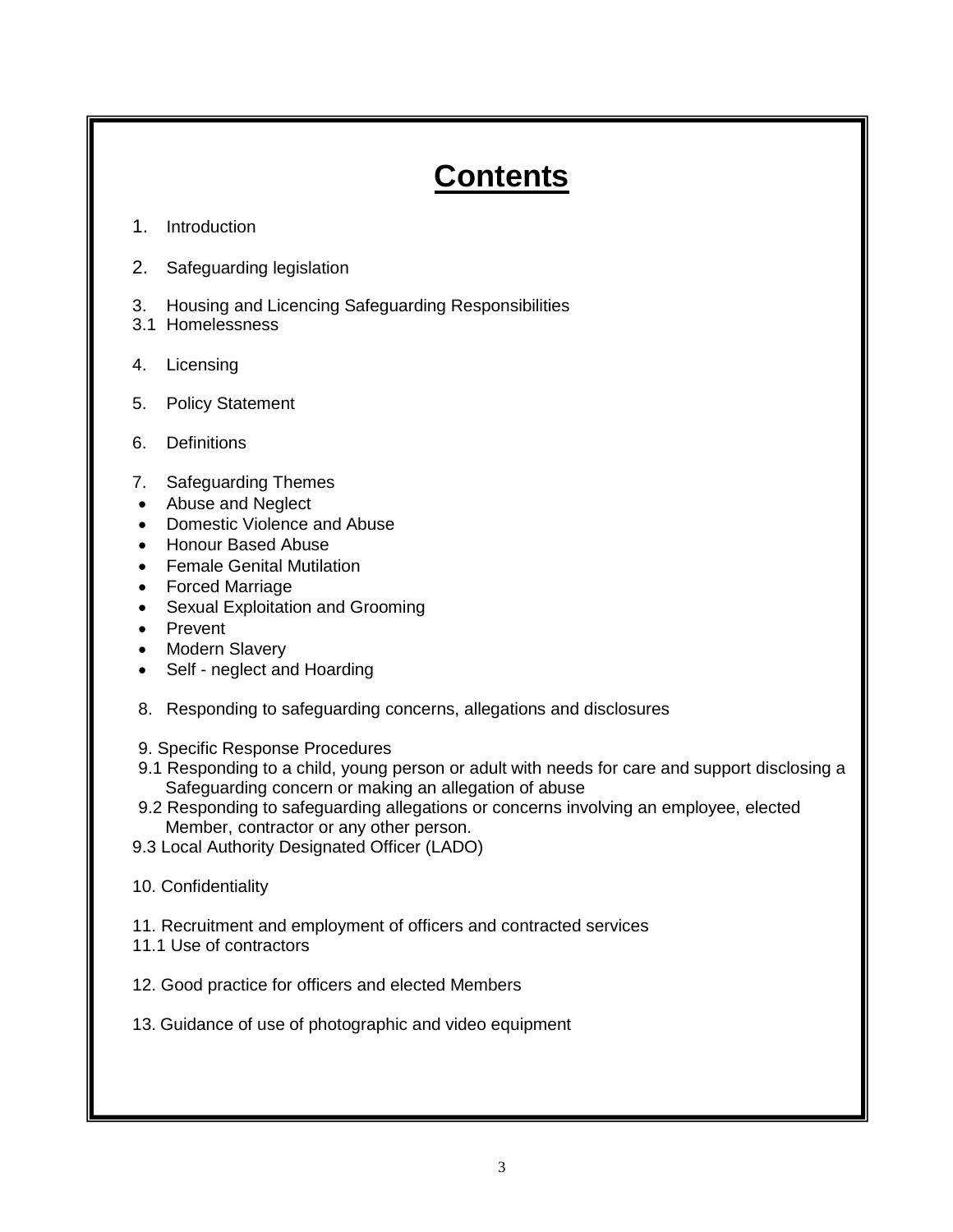# Contents

1. Introduction

2. Safeguarding legislation

3. Housing and Licencing Safeguarding Responsibilities
3.1 Homelessness

4. Licensing

5. Policy Statement

6. Definitions

7. Safeguarding Themes
- Abuse and Neglect
- Domestic Violence and Abuse
- Honour Based Abuse
- Female Genital Mutilation
- Forced Marriage
- Sexual Exploitation and Grooming
- Prevent
- Modern Slavery
- Self - neglect and Hoarding

8. Responding to safeguarding concerns, allegations and disclosures

9. Specific Response Procedures
9.1 Responding to a child, young person or adult with needs for care and support disclosing a Safeguarding concern or making an allegation of abuse
9.2 Responding to safeguarding allegations or concerns involving an employee, elected Member, contractor or any other person.
9.3 Local Authority Designated Officer (LADO)

10. Confidentiality

11. Recruitment and employment of officers and contracted services
11.1 Use of contractors

12. Good practice for officers and elected Members

13. Guidance of use of photographic and video equipment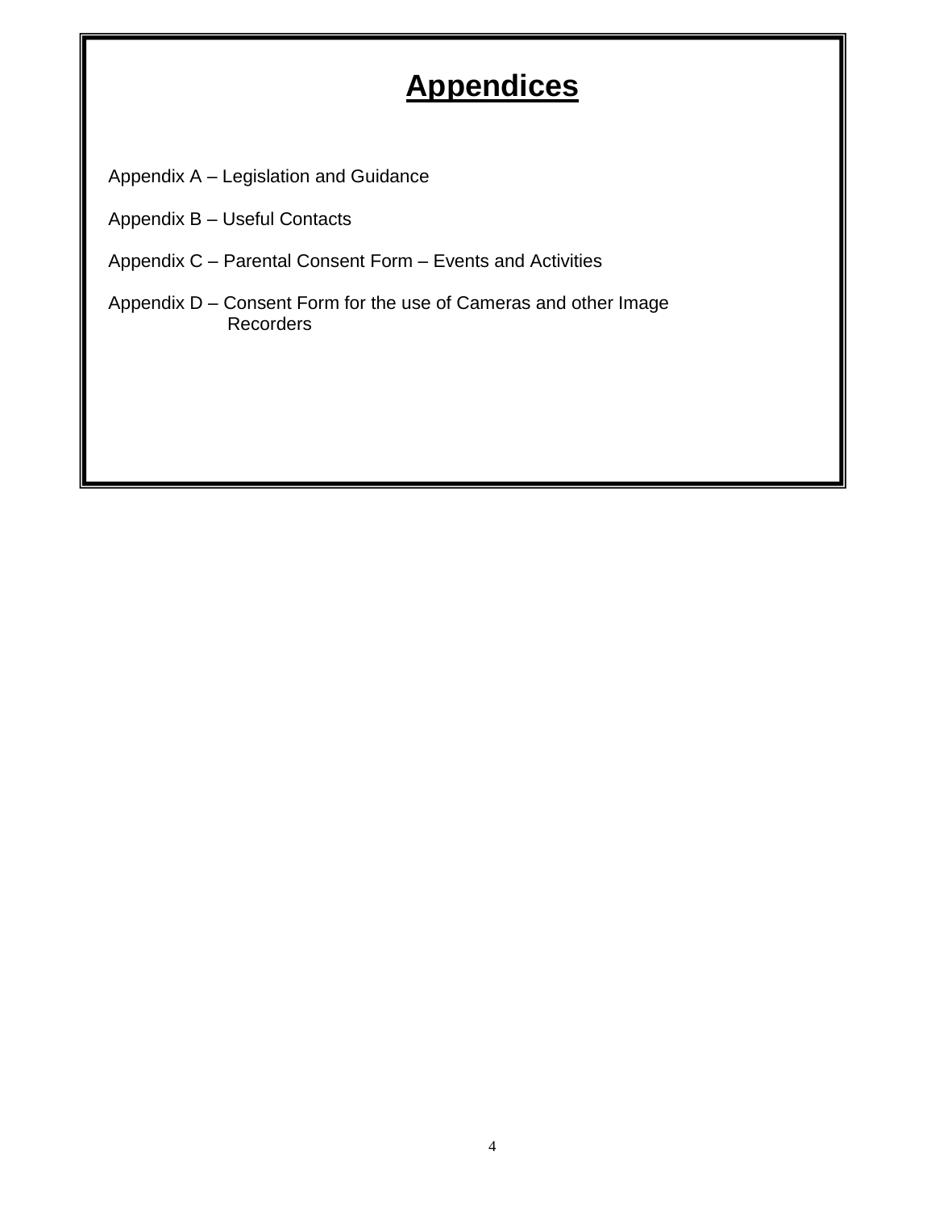# Appendices

Appendix A – Legislation and Guidance

Appendix B – Useful Contacts

Appendix C – Parental Consent Form – Events and Activities

Appendix D – Consent Form for the use of Cameras and other Image Recorders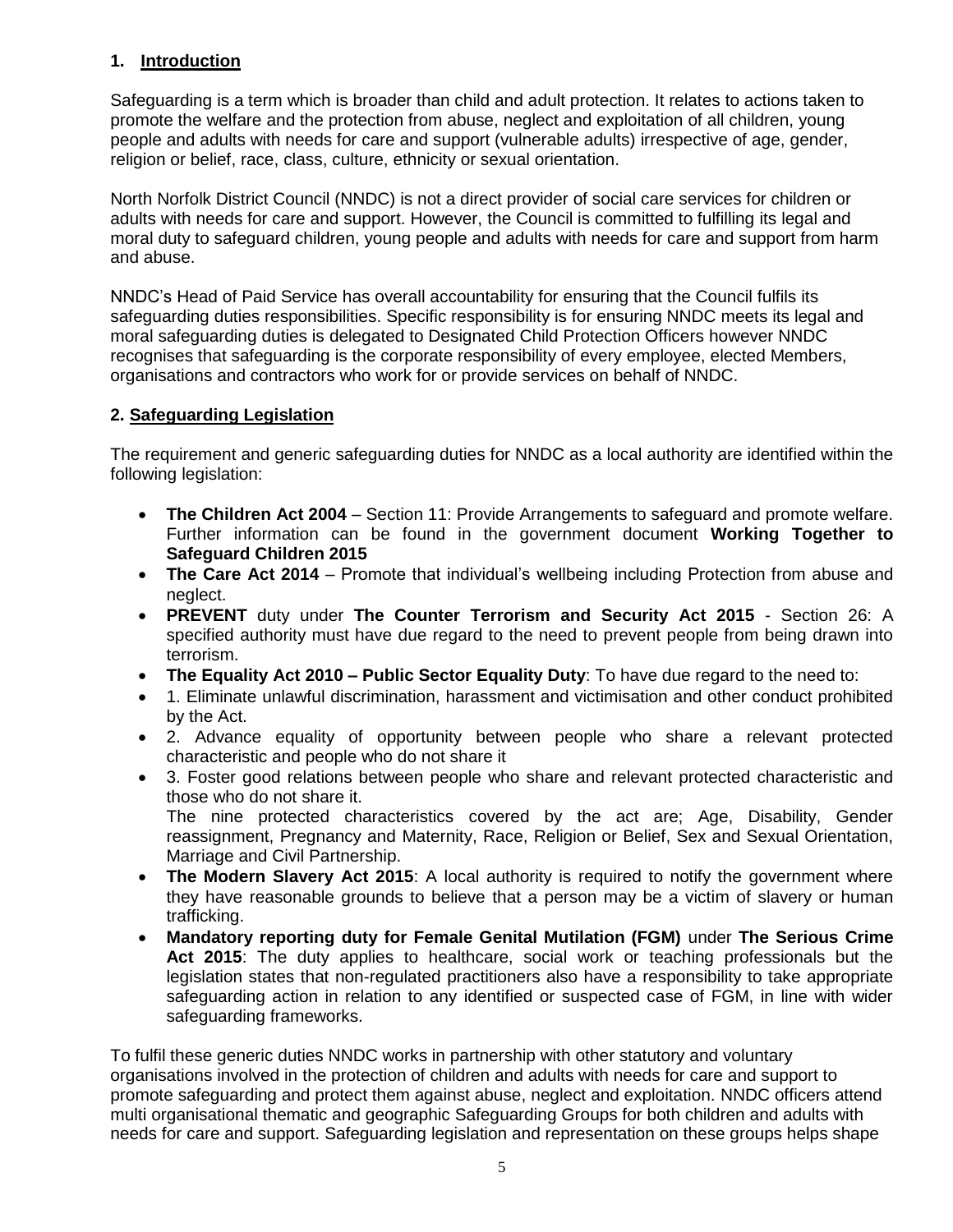## 1. Introduction

Safeguarding is a term which is broader than child and adult protection. It relates to actions taken to promote the welfare and the protection from abuse, neglect and exploitation of all children, young people and adults with needs for care and support (vulnerable adults) irrespective of age, gender, religion or belief, race, class, culture, ethnicity or sexual orientation.

North Norfolk District Council (NNDC) is not a direct provider of social care services for children or adults with needs for care and support. However, the Council is committed to fulfilling its legal and moral duty to safeguard children, young people and adults with needs for care and support from harm and abuse.

NNDC's Head of Paid Service has overall accountability for ensuring that the Council fulfils its safeguarding duties responsibilities. Specific responsibility is for ensuring NNDC meets its legal and moral safeguarding duties is delegated to Designated Child Protection Officers however NNDC recognises that safeguarding is the corporate responsibility of every employee, elected Members, organisations and contractors who work for or provide services on behalf of NNDC.

## 2. Safeguarding Legislation

The requirement and generic safeguarding duties for NNDC as a local authority are identified within the following legislation:

- **The Children Act 2004** – Section 11: Provide Arrangements to safeguard and promote welfare. Further information can be found in the government document **Working Together to Safeguard Children 2015**
- **The Care Act 2014** – Promote that individual's wellbeing including Protection from abuse and neglect.
- **PREVENT** duty under **The Counter Terrorism and Security Act 2015** - Section 26: A specified authority must have due regard to the need to prevent people from being drawn into terrorism.
- **The Equality Act 2010 – Public Sector Equality Duty**: To have due regard to the need to:
- 1. Eliminate unlawful discrimination, harassment and victimisation and other conduct prohibited by the Act.
- 2. Advance equality of opportunity between people who share a relevant protected characteristic and people who do not share it
- 3. Foster good relations between people who share and relevant protected characteristic and those who do not share it.
  The nine protected characteristics covered by the act are; Age, Disability, Gender reassignment, Pregnancy and Maternity, Race, Religion or Belief, Sex and Sexual Orientation, Marriage and Civil Partnership.
- **The Modern Slavery Act 2015**: A local authority is required to notify the government where they have reasonable grounds to believe that a person may be a victim of slavery or human trafficking.
- **Mandatory reporting duty for Female Genital Mutilation (FGM)** under **The Serious Crime Act 2015**: The duty applies to healthcare, social work or teaching professionals but the legislation states that non-regulated practitioners also have a responsibility to take appropriate safeguarding action in relation to any identified or suspected case of FGM, in line with wider safeguarding frameworks.

To fulfil these generic duties NNDC works in partnership with other statutory and voluntary organisations involved in the protection of children and adults with needs for care and support to promote safeguarding and protect them against abuse, neglect and exploitation. NNDC officers attend multi organisational thematic and geographic Safeguarding Groups for both children and adults with needs for care and support. Safeguarding legislation and representation on these groups helps shape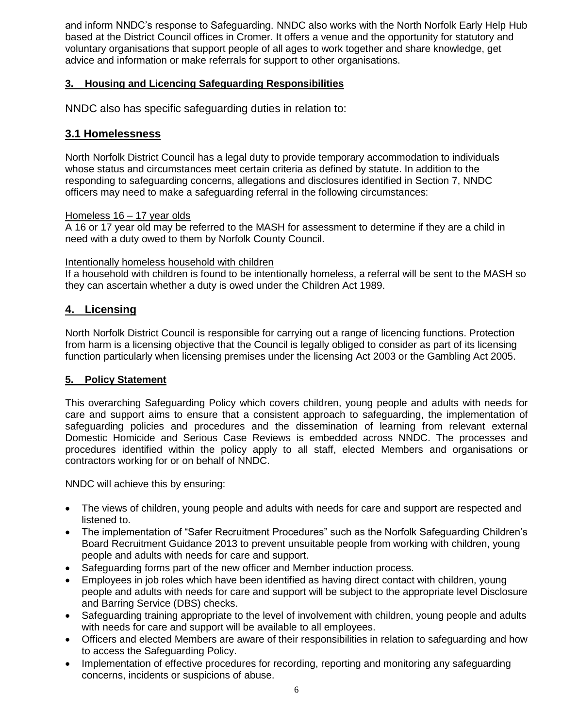and inform NNDC's response to Safeguarding. NNDC also works with the North Norfolk Early Help Hub based at the District Council offices in Cromer. It offers a venue and the opportunity for statutory and voluntary organisations that support people of all ages to work together and share knowledge, get advice and information or make referrals for support to other organisations.

## 3. Housing and Licencing Safeguarding Responsibilities

NNDC also has specific safeguarding duties in relation to:

### 3.1 Homelessness

North Norfolk District Council has a legal duty to provide temporary accommodation to individuals whose status and circumstances meet certain criteria as defined by statute. In addition to the responding to safeguarding concerns, allegations and disclosures identified in Section 7, NNDC officers may need to make a safeguarding referral in the following circumstances:

Homeless 16 – 17 year olds

A 16 or 17 year old may be referred to the MASH for assessment to determine if they are a child in need with a duty owed to them by Norfolk County Council.

Intentionally homeless household with children

If a household with children is found to be intentionally homeless, a referral will be sent to the MASH so they can ascertain whether a duty is owed under the Children Act 1989.

## 4. Licensing

North Norfolk District Council is responsible for carrying out a range of licencing functions. Protection from harm is a licensing objective that the Council is legally obliged to consider as part of its licensing function particularly when licensing premises under the licensing Act 2003 or the Gambling Act 2005.

## 5. Policy Statement

This overarching Safeguarding Policy which covers children, young people and adults with needs for care and support aims to ensure that a consistent approach to safeguarding, the implementation of safeguarding policies and procedures and the dissemination of learning from relevant external Domestic Homicide and Serious Case Reviews is embedded across NNDC. The processes and procedures identified within the policy apply to all staff, elected Members and organisations or contractors working for or on behalf of NNDC.

NNDC will achieve this by ensuring:

- The views of children, young people and adults with needs for care and support are respected and listened to.
- The implementation of "Safer Recruitment Procedures" such as the Norfolk Safeguarding Children's Board Recruitment Guidance 2013 to prevent unsuitable people from working with children, young people and adults with needs for care and support.
- Safeguarding forms part of the new officer and Member induction process.
- Employees in job roles which have been identified as having direct contact with children, young people and adults with needs for care and support will be subject to the appropriate level Disclosure and Barring Service (DBS) checks.
- Safeguarding training appropriate to the level of involvement with children, young people and adults with needs for care and support will be available to all employees.
- Officers and elected Members are aware of their responsibilities in relation to safeguarding and how to access the Safeguarding Policy.
- Implementation of effective procedures for recording, reporting and monitoring any safeguarding concerns, incidents or suspicions of abuse.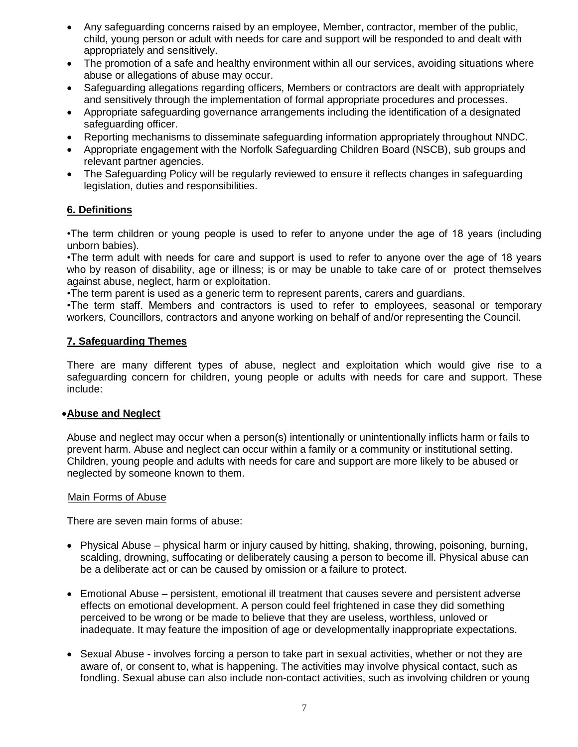- Any safeguarding concerns raised by an employee, Member, contractor, member of the public, child, young person or adult with needs for care and support will be responded to and dealt with appropriately and sensitively.
- The promotion of a safe and healthy environment within all our services, avoiding situations where abuse or allegations of abuse may occur.
- Safeguarding allegations regarding officers, Members or contractors are dealt with appropriately and sensitively through the implementation of formal appropriate procedures and processes.
- Appropriate safeguarding governance arrangements including the identification of a designated safeguarding officer.
- Reporting mechanisms to disseminate safeguarding information appropriately throughout NNDC.
- Appropriate engagement with the Norfolk Safeguarding Children Board (NSCB), sub groups and relevant partner agencies.
- The Safeguarding Policy will be regularly reviewed to ensure it reflects changes in safeguarding legislation, duties and responsibilities.

## 6. Definitions

•The term children or young people is used to refer to anyone under the age of 18 years (including unborn babies).
•The term adult with needs for care and support is used to refer to anyone over the age of 18 years who by reason of disability, age or illness; is or may be unable to take care of or protect themselves against abuse, neglect, harm or exploitation.
•The term parent is used as a generic term to represent parents, carers and guardians.
•The term staff. Members and contractors is used to refer to employees, seasonal or temporary workers, Councillors, contractors and anyone working on behalf of and/or representing the Council.

## 7. Safeguarding Themes

There are many different types of abuse, neglect and exploitation which would give rise to a safeguarding concern for children, young people or adults with needs for care and support. These include:

- **Abuse and Neglect**

Abuse and neglect may occur when a person(s) intentionally or unintentionally inflicts harm or fails to prevent harm. Abuse and neglect can occur within a family or a community or institutional setting. Children, young people and adults with needs for care and support are more likely to be abused or neglected by someone known to them.

Main Forms of Abuse

There are seven main forms of abuse:

- Physical Abuse – physical harm or injury caused by hitting, shaking, throwing, poisoning, burning, scalding, drowning, suffocating or deliberately causing a person to become ill. Physical abuse can be a deliberate act or can be caused by omission or a failure to protect.

- Emotional Abuse – persistent, emotional ill treatment that causes severe and persistent adverse effects on emotional development. A person could feel frightened in case they did something perceived to be wrong or be made to believe that they are useless, worthless, unloved or inadequate. It may feature the imposition of age or developmentally inappropriate expectations.

- Sexual Abuse - involves forcing a person to take part in sexual activities, whether or not they are aware of, or consent to, what is happening. The activities may involve physical contact, such as fondling. Sexual abuse can also include non-contact activities, such as involving children or young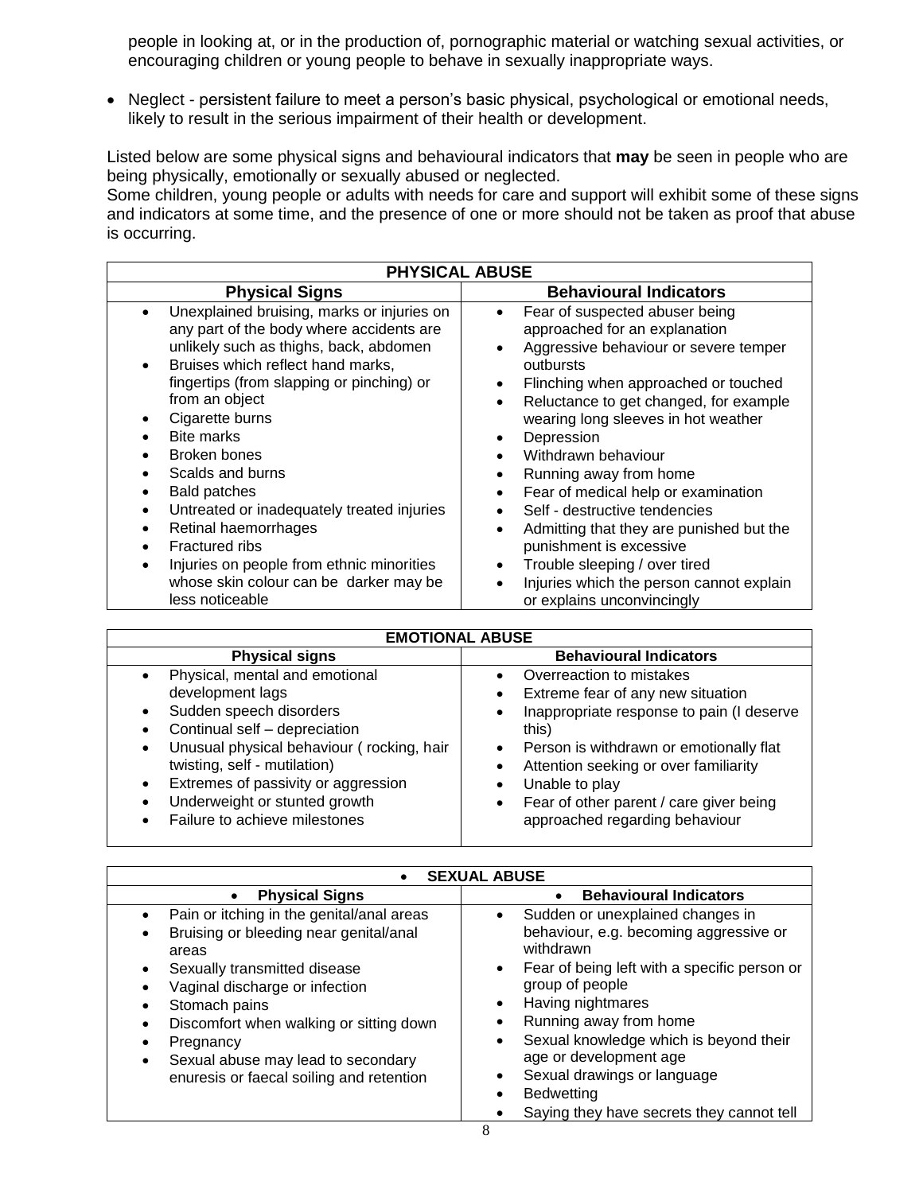people in looking at, or in the production of, pornographic material or watching sexual activities, or encouraging children or young people to behave in sexually inappropriate ways.

- Neglect - persistent failure to meet a person's basic physical, psychological or emotional needs, likely to result in the serious impairment of their health or development.

Listed below are some physical signs and behavioural indicators that **may** be seen in people who are being physically, emotionally or sexually abused or neglected.
Some children, young people or adults with needs for care and support will exhibit some of these signs and indicators at some time, and the presence of one or more should not be taken as proof that abuse is occurring.

| PHYSICAL ABUSE | |
|---|---|
| **Physical Signs** | **Behavioural Indicators** |
| • Unexplained bruising, marks or injuries on any part of the body where accidents are unlikely such as thighs, back, abdomen<br>• Bruises which reflect hand marks, fingertips (from slapping or pinching) or from an object<br>• Cigarette burns<br>• Bite marks<br>• Broken bones<br>• Scalds and burns<br>• Bald patches<br>• Untreated or inadequately treated injuries<br>• Retinal haemorrhages<br>• Fractured ribs<br>• Injuries on people from ethnic minorities whose skin colour can be darker may be less noticeable | • Fear of suspected abuser being approached for an explanation<br>• Aggressive behaviour or severe temper outbursts<br>• Flinching when approached or touched<br>• Reluctance to get changed, for example wearing long sleeves in hot weather<br>• Depression<br>• Withdrawn behaviour<br>• Running away from home<br>• Fear of medical help or examination<br>• Self - destructive tendencies<br>• Admitting that they are punished but the punishment is excessive<br>• Trouble sleeping / over tired<br>• Injuries which the person cannot explain or explains unconvincingly |

| EMOTIONAL ABUSE | |
|---|---|
| **Physical signs** | **Behavioural Indicators** |
| • Physical, mental and emotional development lags<br>• Sudden speech disorders<br>• Continual self – depreciation<br>• Unusual physical behaviour ( rocking, hair twisting, self - mutilation)<br>• Extremes of passivity or aggression<br>• Underweight or stunted growth<br>• Failure to achieve milestones | • Overreaction to mistakes<br>• Extreme fear of any new situation<br>• Inappropriate response to pain (I deserve this)<br>• Person is withdrawn or emotionally flat<br>• Attention seeking or over familiarity<br>• Unable to play<br>• Fear of other parent / care giver being approached regarding behaviour |

| • SEXUAL ABUSE | |
|---|---|
| • **Physical Signs** | • **Behavioural Indicators** |
| • Pain or itching in the genital/anal areas<br>• Bruising or bleeding near genital/anal areas<br>• Sexually transmitted disease<br>• Vaginal discharge or infection<br>• Stomach pains<br>• Discomfort when walking or sitting down<br>• Pregnancy<br>• Sexual abuse may lead to secondary enuresis or faecal soiling and retention | • Sudden or unexplained changes in behaviour, e.g. becoming aggressive or withdrawn<br>• Fear of being left with a specific person or group of people<br>• Having nightmares<br>• Running away from home<br>• Sexual knowledge which is beyond their age or development age<br>• Sexual drawings or language<br>• Bedwetting<br>• Saying they have secrets they cannot tell |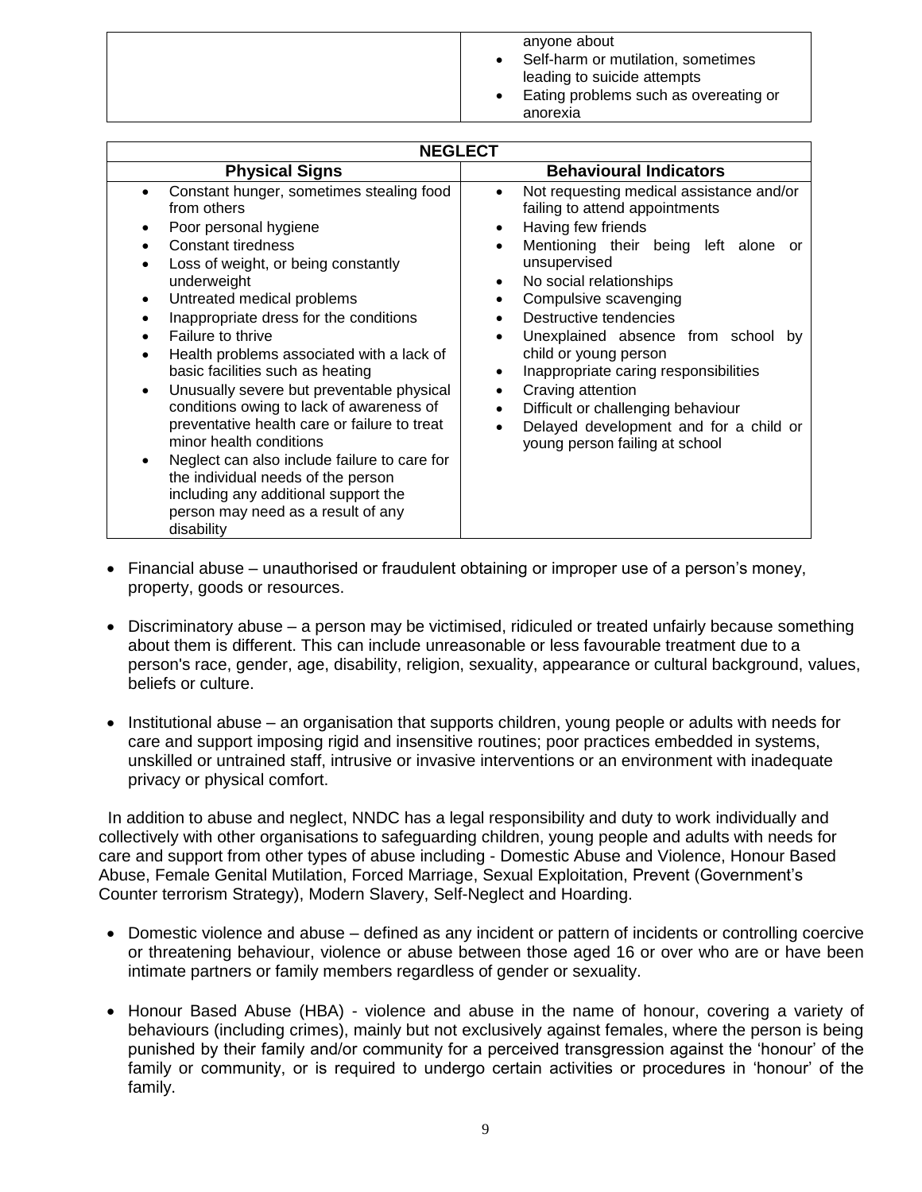| | |
|---|---|
| | anyone about<br>• Self-harm or mutilation, sometimes leading to suicide attempts<br>• Eating problems such as overeating or anorexia |

| NEGLECT | |
|---|---|
| **Physical Signs** | **Behavioural Indicators** |
| • Constant hunger, sometimes stealing food from others<br>• Poor personal hygiene<br>• Constant tiredness<br>• Loss of weight, or being constantly underweight<br>• Untreated medical problems<br>• Inappropriate dress for the conditions<br>• Failure to thrive<br>• Health problems associated with a lack of basic facilities such as heating<br>• Unusually severe but preventable physical conditions owing to lack of awareness of preventative health care or failure to treat minor health conditions<br>• Neglect can also include failure to care for the individual needs of the person including any additional support the person may need as a result of any disability | • Not requesting medical assistance and/or failing to attend appointments<br>• Having few friends<br>• Mentioning their being left alone or unsupervised<br>• No social relationships<br>• Compulsive scavenging<br>• Destructive tendencies<br>• Unexplained absence from school by child or young person<br>• Inappropriate caring responsibilities<br>• Craving attention<br>• Difficult or challenging behaviour<br>• Delayed development and for a child or young person failing at school |

- Financial abuse – unauthorised or fraudulent obtaining or improper use of a person's money, property, goods or resources.

- Discriminatory abuse – a person may be victimised, ridiculed or treated unfairly because something about them is different. This can include unreasonable or less favourable treatment due to a person's race, gender, age, disability, religion, sexuality, appearance or cultural background, values, beliefs or culture.

- Institutional abuse – an organisation that supports children, young people or adults with needs for care and support imposing rigid and insensitive routines; poor practices embedded in systems, unskilled or untrained staff, intrusive or invasive interventions or an environment with inadequate privacy or physical comfort.

In addition to abuse and neglect, NNDC has a legal responsibility and duty to work individually and collectively with other organisations to safeguarding children, young people and adults with needs for care and support from other types of abuse including - Domestic Abuse and Violence, Honour Based Abuse, Female Genital Mutilation, Forced Marriage, Sexual Exploitation, Prevent (Government's Counter terrorism Strategy), Modern Slavery, Self-Neglect and Hoarding.

- Domestic violence and abuse – defined as any incident or pattern of incidents or controlling coercive or threatening behaviour, violence or abuse between those aged 16 or over who are or have been intimate partners or family members regardless of gender or sexuality.

- Honour Based Abuse (HBA) - violence and abuse in the name of honour, covering a variety of behaviours (including crimes), mainly but not exclusively against females, where the person is being punished by their family and/or community for a perceived transgression against the 'honour' of the family or community, or is required to undergo certain activities or procedures in 'honour' of the family.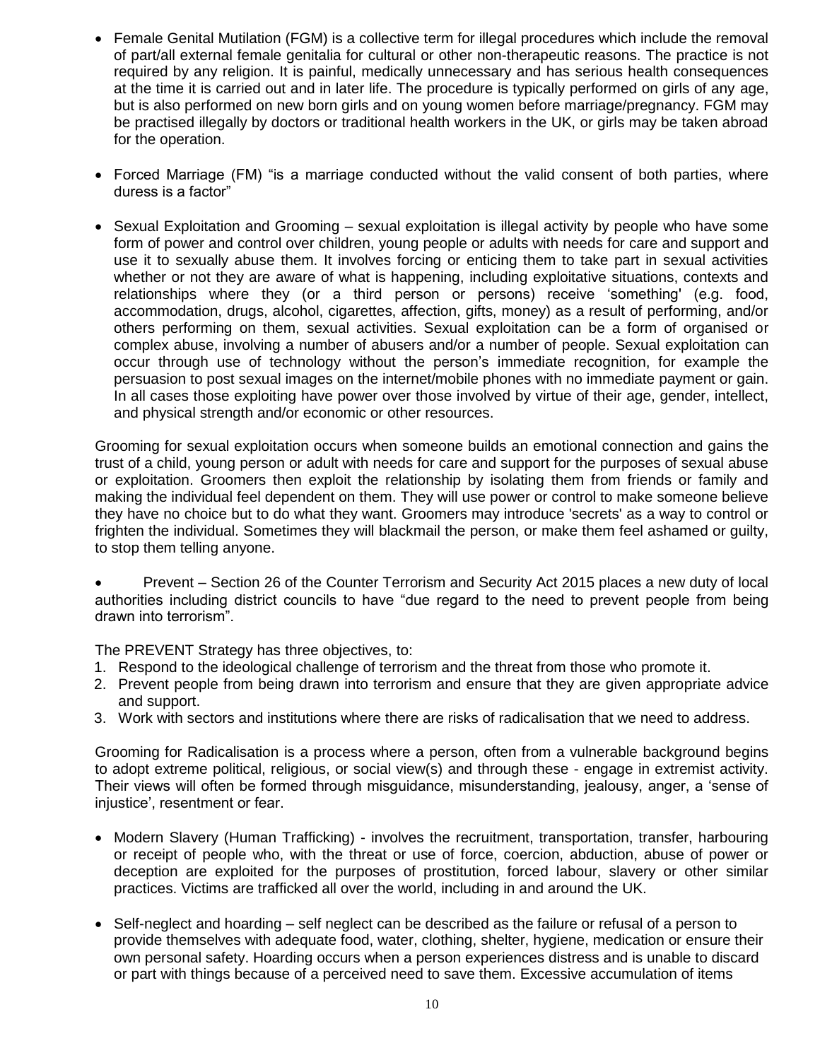- Female Genital Mutilation (FGM) is a collective term for illegal procedures which include the removal of part/all external female genitalia for cultural or other non-therapeutic reasons. The practice is not required by any religion. It is painful, medically unnecessary and has serious health consequences at the time it is carried out and in later life. The procedure is typically performed on girls of any age, but is also performed on new born girls and on young women before marriage/pregnancy. FGM may be practised illegally by doctors or traditional health workers in the UK, or girls may be taken abroad for the operation.

- Forced Marriage (FM) "is a marriage conducted without the valid consent of both parties, where duress is a factor"

- Sexual Exploitation and Grooming – sexual exploitation is illegal activity by people who have some form of power and control over children, young people or adults with needs for care and support and use it to sexually abuse them. It involves forcing or enticing them to take part in sexual activities whether or not they are aware of what is happening, including exploitative situations, contexts and relationships where they (or a third person or persons) receive 'something' (e.g. food, accommodation, drugs, alcohol, cigarettes, affection, gifts, money) as a result of performing, and/or others performing on them, sexual activities. Sexual exploitation can be a form of organised or complex abuse, involving a number of abusers and/or a number of people. Sexual exploitation can occur through use of technology without the person's immediate recognition, for example the persuasion to post sexual images on the internet/mobile phones with no immediate payment or gain. In all cases those exploiting have power over those involved by virtue of their age, gender, intellect, and physical strength and/or economic or other resources.

  Grooming for sexual exploitation occurs when someone builds an emotional connection and gains the trust of a child, young person or adult with needs for care and support for the purposes of sexual abuse or exploitation. Groomers then exploit the relationship by isolating them from friends or family and making the individual feel dependent on them. They will use power or control to make someone believe they have no choice but to do what they want. Groomers may introduce 'secrets' as a way to control or frighten the individual. Sometimes they will blackmail the person, or make them feel ashamed or guilty, to stop them telling anyone.

- Prevent – Section 26 of the Counter Terrorism and Security Act 2015 places a new duty of local authorities including district councils to have "due regard to the need to prevent people from being drawn into terrorism".

  The PREVENT Strategy has three objectives, to:

  1. Respond to the ideological challenge of terrorism and the threat from those who promote it.
  2. Prevent people from being drawn into terrorism and ensure that they are given appropriate advice and support.
  3. Work with sectors and institutions where there are risks of radicalisation that we need to address.

  Grooming for Radicalisation is a process where a person, often from a vulnerable background begins to adopt extreme political, religious, or social view(s) and through these - engage in extremist activity. Their views will often be formed through misguidance, misunderstanding, jealousy, anger, a 'sense of injustice', resentment or fear.

- Modern Slavery (Human Trafficking) - involves the recruitment, transportation, transfer, harbouring or receipt of people who, with the threat or use of force, coercion, abduction, abuse of power or deception are exploited for the purposes of prostitution, forced labour, slavery or other similar practices. Victims are trafficked all over the world, including in and around the UK.

- Self-neglect and hoarding – self neglect can be described as the failure or refusal of a person to provide themselves with adequate food, water, clothing, shelter, hygiene, medication or ensure their own personal safety. Hoarding occurs when a person experiences distress and is unable to discard or part with things because of a perceived need to save them. Excessive accumulation of items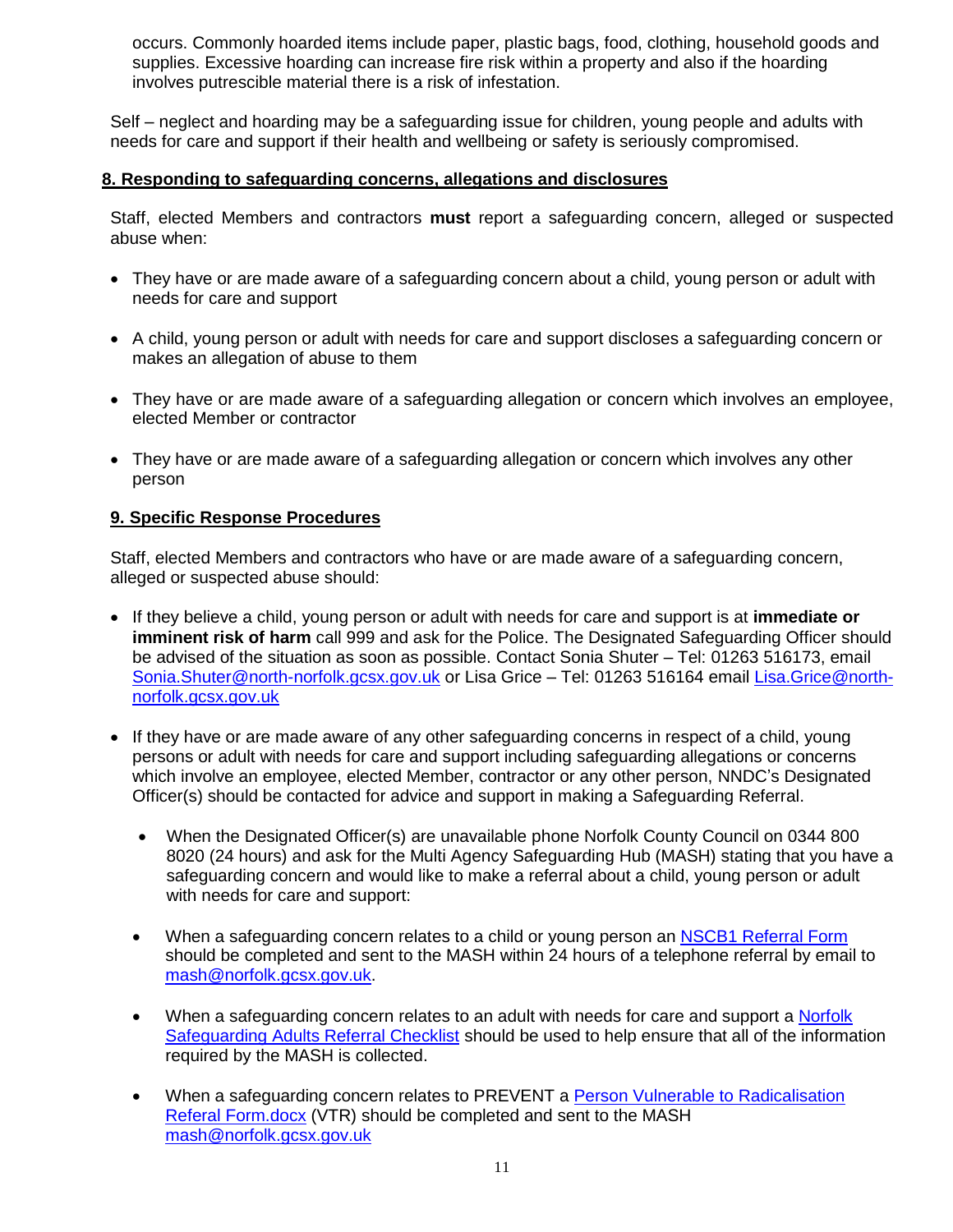occurs. Commonly hoarded items include paper, plastic bags, food, clothing, household goods and supplies. Excessive hoarding can increase fire risk within a property and also if the hoarding involves putrescible material there is a risk of infestation.

Self – neglect and hoarding may be a safeguarding issue for children, young people and adults with needs for care and support if their health and wellbeing or safety is seriously compromised.

## 8. Responding to safeguarding concerns, allegations and disclosures

Staff, elected Members and contractors **must** report a safeguarding concern, alleged or suspected abuse when:

- They have or are made aware of a safeguarding concern about a child, young person or adult with needs for care and support
- A child, young person or adult with needs for care and support discloses a safeguarding concern or makes an allegation of abuse to them
- They have or are made aware of a safeguarding allegation or concern which involves an employee, elected Member or contractor
- They have or are made aware of a safeguarding allegation or concern which involves any other person

## 9. Specific Response Procedures

Staff, elected Members and contractors who have or are made aware of a safeguarding concern, alleged or suspected abuse should:

- If they believe a child, young person or adult with needs for care and support is at **immediate or imminent risk of harm** call 999 and ask for the Police. The Designated Safeguarding Officer should be advised of the situation as soon as possible. Contact Sonia Shuter – Tel: 01263 516173, email [Sonia.Shuter@north-norfolk.gcsx.gov.uk](mailto:Sonia.Shuter@north-norfolk.gcsx.gov.uk) or Lisa Grice – Tel: 01263 516164 email [Lisa.Grice@north-norfolk.gcsx.gov.uk](mailto:Lisa.Grice@north-norfolk.gcsx.gov.uk)
- If they have or are made aware of any other safeguarding concerns in respect of a child, young persons or adult with needs for care and support including safeguarding allegations or concerns which involve an employee, elected Member, contractor or any other person, NNDC's Designated Officer(s) should be contacted for advice and support in making a Safeguarding Referral.
  - When the Designated Officer(s) are unavailable phone Norfolk County Council on 0344 800 8020 (24 hours) and ask for the Multi Agency Safeguarding Hub (MASH) stating that you have a safeguarding concern and would like to make a referral about a child, young person or adult with needs for care and support:
  - When a safeguarding concern relates to a child or young person an NSCB1 Referral Form should be completed and sent to the MASH within 24 hours of a telephone referral by email to [mash@norfolk.gcsx.gov.uk](mailto:mash@norfolk.gcsx.gov.uk).
  - When a safeguarding concern relates to an adult with needs for care and support a Norfolk Safeguarding Adults Referral Checklist should be used to help ensure that all of the information required by the MASH is collected.
  - When a safeguarding concern relates to PREVENT a Person Vulnerable to Radicalisation Referal Form.docx (VTR) should be completed and sent to the MASH [mash@norfolk.gcsx.gov.uk](mailto:mash@norfolk.gcsx.gov.uk)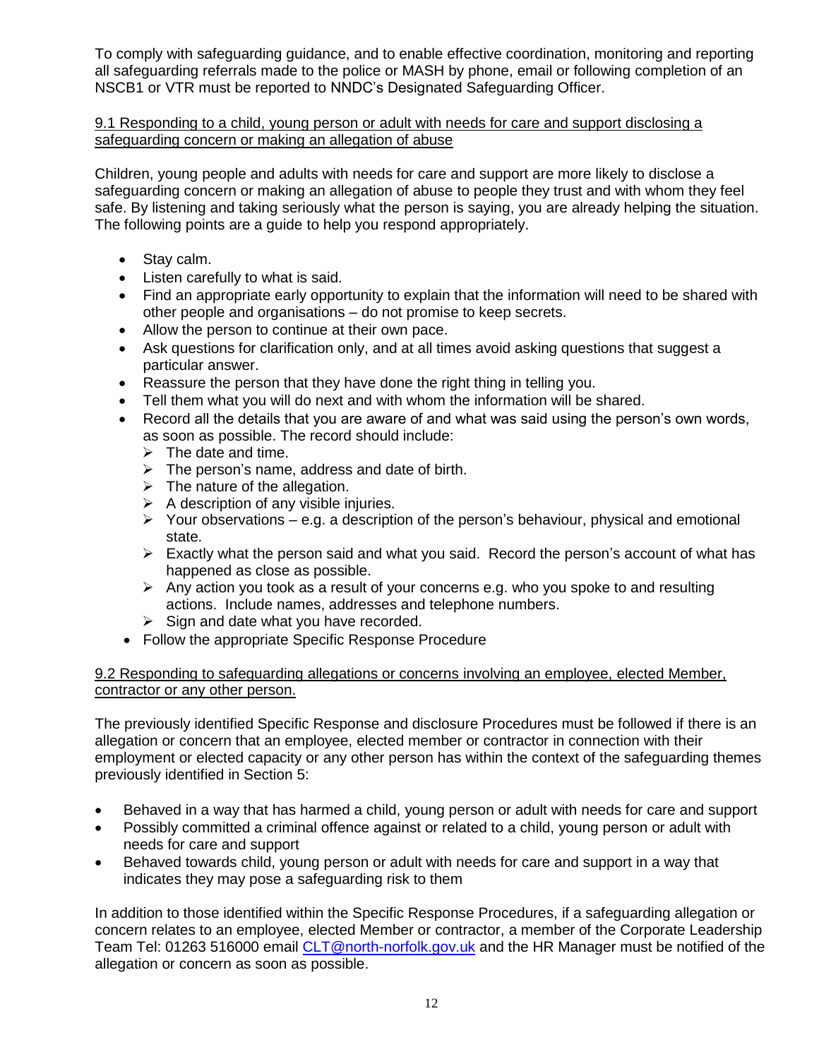To comply with safeguarding guidance, and to enable effective coordination, monitoring and reporting all safeguarding referrals made to the police or MASH by phone, email or following completion of an NSCB1 or VTR must be reported to NNDC's Designated Safeguarding Officer.

9.1 Responding to a child, young person or adult with needs for care and support disclosing a safeguarding concern or making an allegation of abuse

Children, young people and adults with needs for care and support are more likely to disclose a safeguarding concern or making an allegation of abuse to people they trust and with whom they feel safe. By listening and taking seriously what the person is saying, you are already helping the situation. The following points are a guide to help you respond appropriately.

- Stay calm.
- Listen carefully to what is said.
- Find an appropriate early opportunity to explain that the information will need to be shared with other people and organisations – do not promise to keep secrets.
- Allow the person to continue at their own pace.
- Ask questions for clarification only, and at all times avoid asking questions that suggest a particular answer.
- Reassure the person that they have done the right thing in telling you.
- Tell them what you will do next and with whom the information will be shared.
- Record all the details that you are aware of and what was said using the person's own words, as soon as possible. The record should include:
  - The date and time.
  - The person's name, address and date of birth.
  - The nature of the allegation.
  - A description of any visible injuries.
  - Your observations – e.g. a description of the person's behaviour, physical and emotional state.
  - Exactly what the person said and what you said. Record the person's account of what has happened as close as possible.
  - Any action you took as a result of your concerns e.g. who you spoke to and resulting actions. Include names, addresses and telephone numbers.
  - Sign and date what you have recorded.
- Follow the appropriate Specific Response Procedure

9.2 Responding to safeguarding allegations or concerns involving an employee, elected Member, contractor or any other person.

The previously identified Specific Response and disclosure Procedures must be followed if there is an allegation or concern that an employee, elected member or contractor in connection with their employment or elected capacity or any other person has within the context of the safeguarding themes previously identified in Section 5:

- Behaved in a way that has harmed a child, young person or adult with needs for care and support
- Possibly committed a criminal offence against or related to a child, young person or adult with needs for care and support
- Behaved towards child, young person or adult with needs for care and support in a way that indicates they may pose a safeguarding risk to them

In addition to those identified within the Specific Response Procedures, if a safeguarding allegation or concern relates to an employee, elected Member or contractor, a member of the Corporate Leadership Team Tel: 01263 516000 email CLT@north-norfolk.gov.uk and the HR Manager must be notified of the allegation or concern as soon as possible.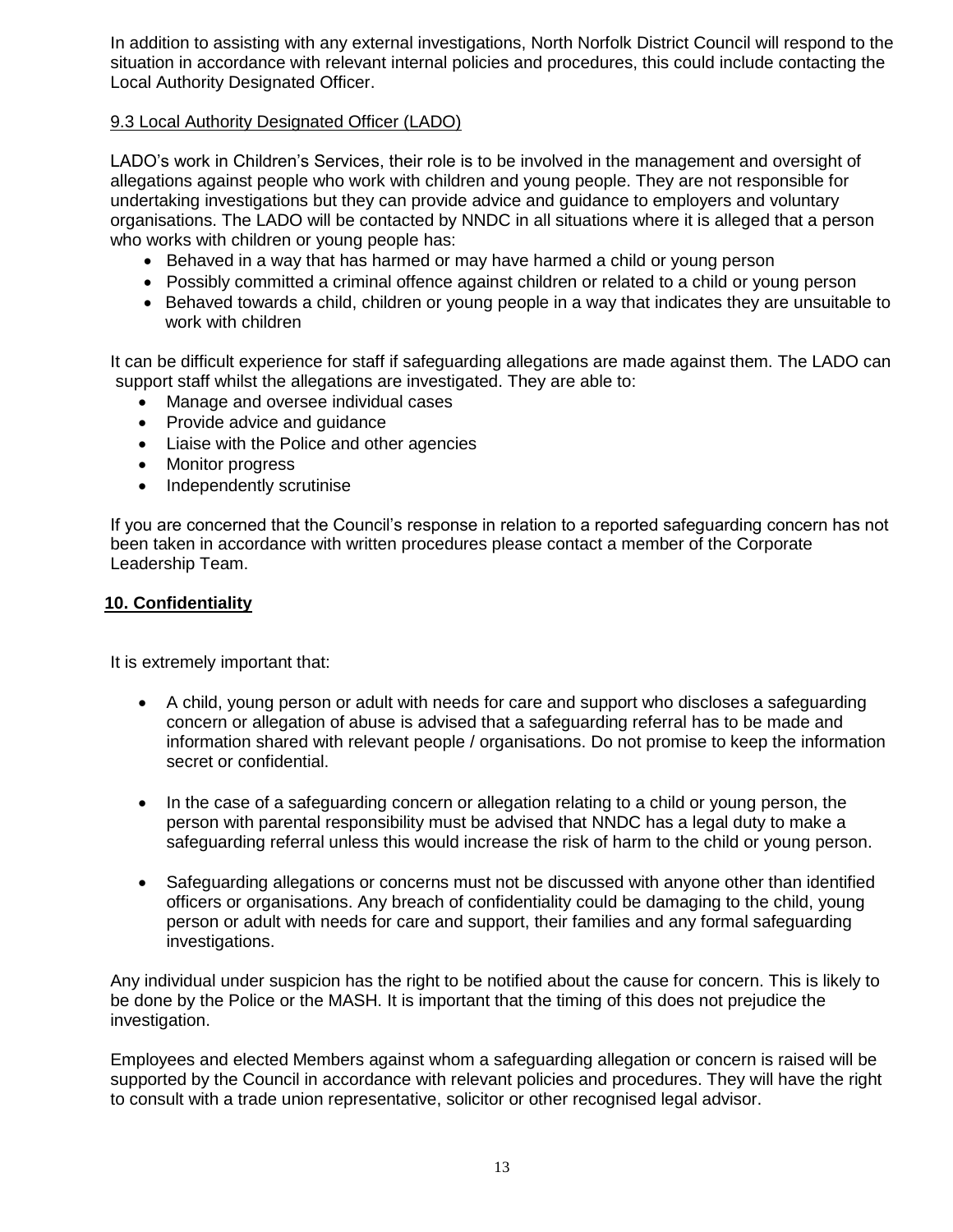In addition to assisting with any external investigations, North Norfolk District Council will respond to the situation in accordance with relevant internal policies and procedures, this could include contacting the Local Authority Designated Officer.

### 9.3 Local Authority Designated Officer (LADO)

LADO's work in Children's Services, their role is to be involved in the management and oversight of allegations against people who work with children and young people. They are not responsible for undertaking investigations but they can provide advice and guidance to employers and voluntary organisations. The LADO will be contacted by NNDC in all situations where it is alleged that a person who works with children or young people has:

- Behaved in a way that has harmed or may have harmed a child or young person
- Possibly committed a criminal offence against children or related to a child or young person
- Behaved towards a child, children or young people in a way that indicates they are unsuitable to work with children

It can be difficult experience for staff if safeguarding allegations are made against them. The LADO can support staff whilst the allegations are investigated. They are able to:

- Manage and oversee individual cases
- Provide advice and guidance
- Liaise with the Police and other agencies
- Monitor progress
- Independently scrutinise

If you are concerned that the Council's response in relation to a reported safeguarding concern has not been taken in accordance with written procedures please contact a member of the Corporate Leadership Team.

## 10. Confidentiality

It is extremely important that:

- A child, young person or adult with needs for care and support who discloses a safeguarding concern or allegation of abuse is advised that a safeguarding referral has to be made and information shared with relevant people / organisations. Do not promise to keep the information secret or confidential.

- In the case of a safeguarding concern or allegation relating to a child or young person, the person with parental responsibility must be advised that NNDC has a legal duty to make a safeguarding referral unless this would increase the risk of harm to the child or young person.

- Safeguarding allegations or concerns must not be discussed with anyone other than identified officers or organisations. Any breach of confidentiality could be damaging to the child, young person or adult with needs for care and support, their families and any formal safeguarding investigations.

Any individual under suspicion has the right to be notified about the cause for concern. This is likely to be done by the Police or the MASH. It is important that the timing of this does not prejudice the investigation.

Employees and elected Members against whom a safeguarding allegation or concern is raised will be supported by the Council in accordance with relevant policies and procedures. They will have the right to consult with a trade union representative, solicitor or other recognised legal advisor.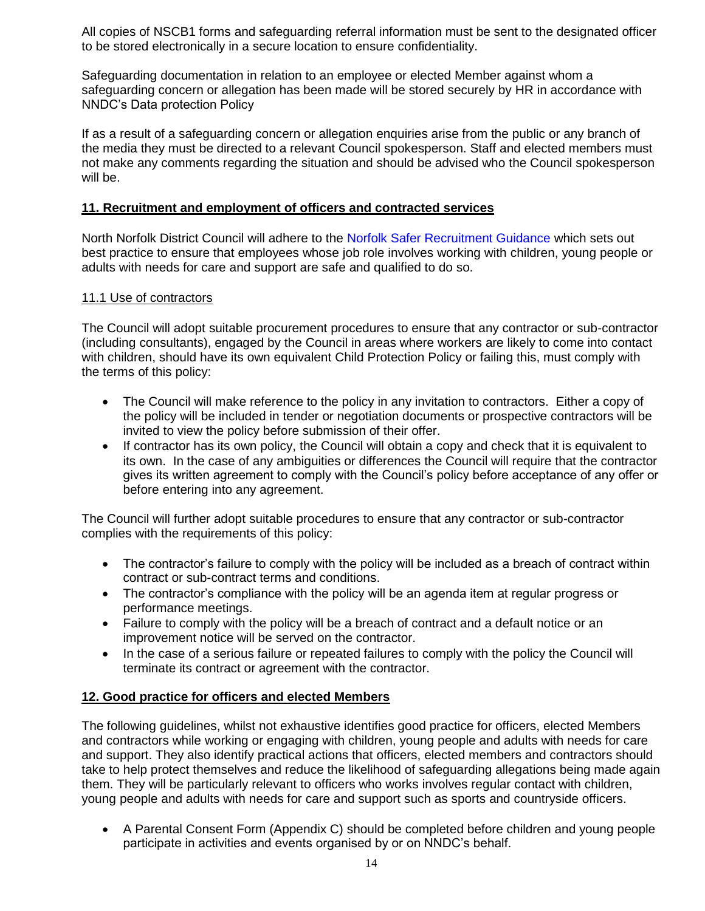All copies of NSCB1 forms and safeguarding referral information must be sent to the designated officer to be stored electronically in a secure location to ensure confidentiality.

Safeguarding documentation in relation to an employee or elected Member against whom a safeguarding concern or allegation has been made will be stored securely by HR in accordance with NNDC's Data protection Policy

If as a result of a safeguarding concern or allegation enquiries arise from the public or any branch of the media they must be directed to a relevant Council spokesperson. Staff and elected members must not make any comments regarding the situation and should be advised who the Council spokesperson will be.

## 11. Recruitment and employment of officers and contracted services

North Norfolk District Council will adhere to the Norfolk Safer Recruitment Guidance which sets out best practice to ensure that employees whose job role involves working with children, young people or adults with needs for care and support are safe and qualified to do so.

### 11.1 Use of contractors

The Council will adopt suitable procurement procedures to ensure that any contractor or sub-contractor (including consultants), engaged by the Council in areas where workers are likely to come into contact with children, should have its own equivalent Child Protection Policy or failing this, must comply with the terms of this policy:

- The Council will make reference to the policy in any invitation to contractors. Either a copy of the policy will be included in tender or negotiation documents or prospective contractors will be invited to view the policy before submission of their offer.
- If contractor has its own policy, the Council will obtain a copy and check that it is equivalent to its own. In the case of any ambiguities or differences the Council will require that the contractor gives its written agreement to comply with the Council's policy before acceptance of any offer or before entering into any agreement.

The Council will further adopt suitable procedures to ensure that any contractor or sub-contractor complies with the requirements of this policy:

- The contractor's failure to comply with the policy will be included as a breach of contract within contract or sub-contract terms and conditions.
- The contractor's compliance with the policy will be an agenda item at regular progress or performance meetings.
- Failure to comply with the policy will be a breach of contract and a default notice or an improvement notice will be served on the contractor.
- In the case of a serious failure or repeated failures to comply with the policy the Council will terminate its contract or agreement with the contractor.

## 12. Good practice for officers and elected Members

The following guidelines, whilst not exhaustive identifies good practice for officers, elected Members and contractors while working or engaging with children, young people and adults with needs for care and support. They also identify practical actions that officers, elected members and contractors should take to help protect themselves and reduce the likelihood of safeguarding allegations being made again them. They will be particularly relevant to officers who works involves regular contact with children, young people and adults with needs for care and support such as sports and countryside officers.

- A Parental Consent Form (Appendix C) should be completed before children and young people participate in activities and events organised by or on NNDC's behalf.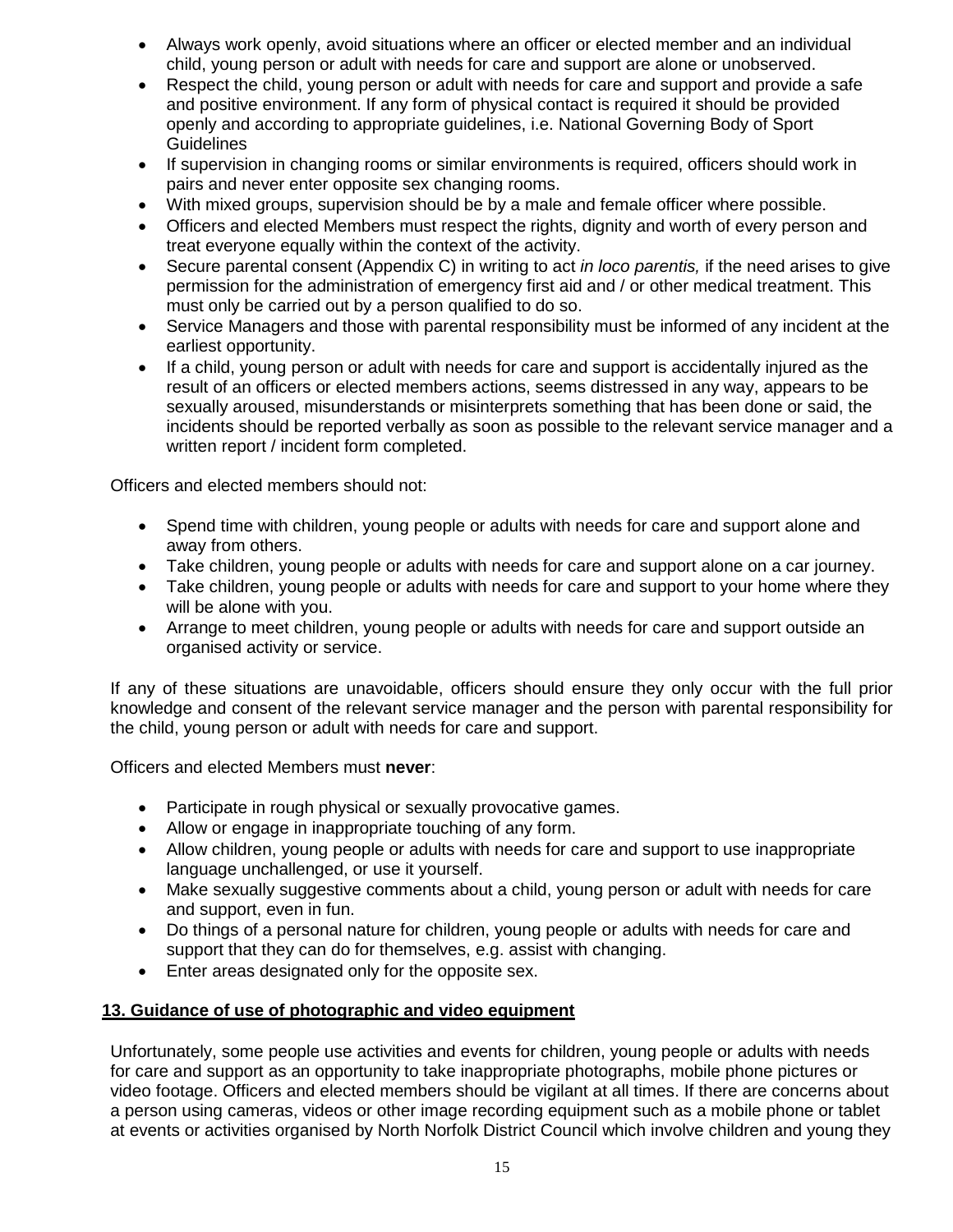- Always work openly, avoid situations where an officer or elected member and an individual child, young person or adult with needs for care and support are alone or unobserved.
- Respect the child, young person or adult with needs for care and support and provide a safe and positive environment. If any form of physical contact is required it should be provided openly and according to appropriate guidelines, i.e. National Governing Body of Sport Guidelines
- If supervision in changing rooms or similar environments is required, officers should work in pairs and never enter opposite sex changing rooms.
- With mixed groups, supervision should be by a male and female officer where possible.
- Officers and elected Members must respect the rights, dignity and worth of every person and treat everyone equally within the context of the activity.
- Secure parental consent (Appendix C) in writing to act *in loco parentis,* if the need arises to give permission for the administration of emergency first aid and / or other medical treatment. This must only be carried out by a person qualified to do so.
- Service Managers and those with parental responsibility must be informed of any incident at the earliest opportunity.
- If a child, young person or adult with needs for care and support is accidentally injured as the result of an officers or elected members actions, seems distressed in any way, appears to be sexually aroused, misunderstands or misinterprets something that has been done or said, the incidents should be reported verbally as soon as possible to the relevant service manager and a written report / incident form completed.

Officers and elected members should not:

- Spend time with children, young people or adults with needs for care and support alone and away from others.
- Take children, young people or adults with needs for care and support alone on a car journey.
- Take children, young people or adults with needs for care and support to your home where they will be alone with you.
- Arrange to meet children, young people or adults with needs for care and support outside an organised activity or service.

If any of these situations are unavoidable, officers should ensure they only occur with the full prior knowledge and consent of the relevant service manager and the person with parental responsibility for the child, young person or adult with needs for care and support.

Officers and elected Members must **never**:

- Participate in rough physical or sexually provocative games.
- Allow or engage in inappropriate touching of any form.
- Allow children, young people or adults with needs for care and support to use inappropriate language unchallenged, or use it yourself.
- Make sexually suggestive comments about a child, young person or adult with needs for care and support, even in fun.
- Do things of a personal nature for children, young people or adults with needs for care and support that they can do for themselves, e.g. assist with changing.
- Enter areas designated only for the opposite sex.

## 13. Guidance of use of photographic and video equipment

Unfortunately, some people use activities and events for children, young people or adults with needs for care and support as an opportunity to take inappropriate photographs, mobile phone pictures or video footage. Officers and elected members should be vigilant at all times. If there are concerns about a person using cameras, videos or other image recording equipment such as a mobile phone or tablet at events or activities organised by North Norfolk District Council which involve children and young they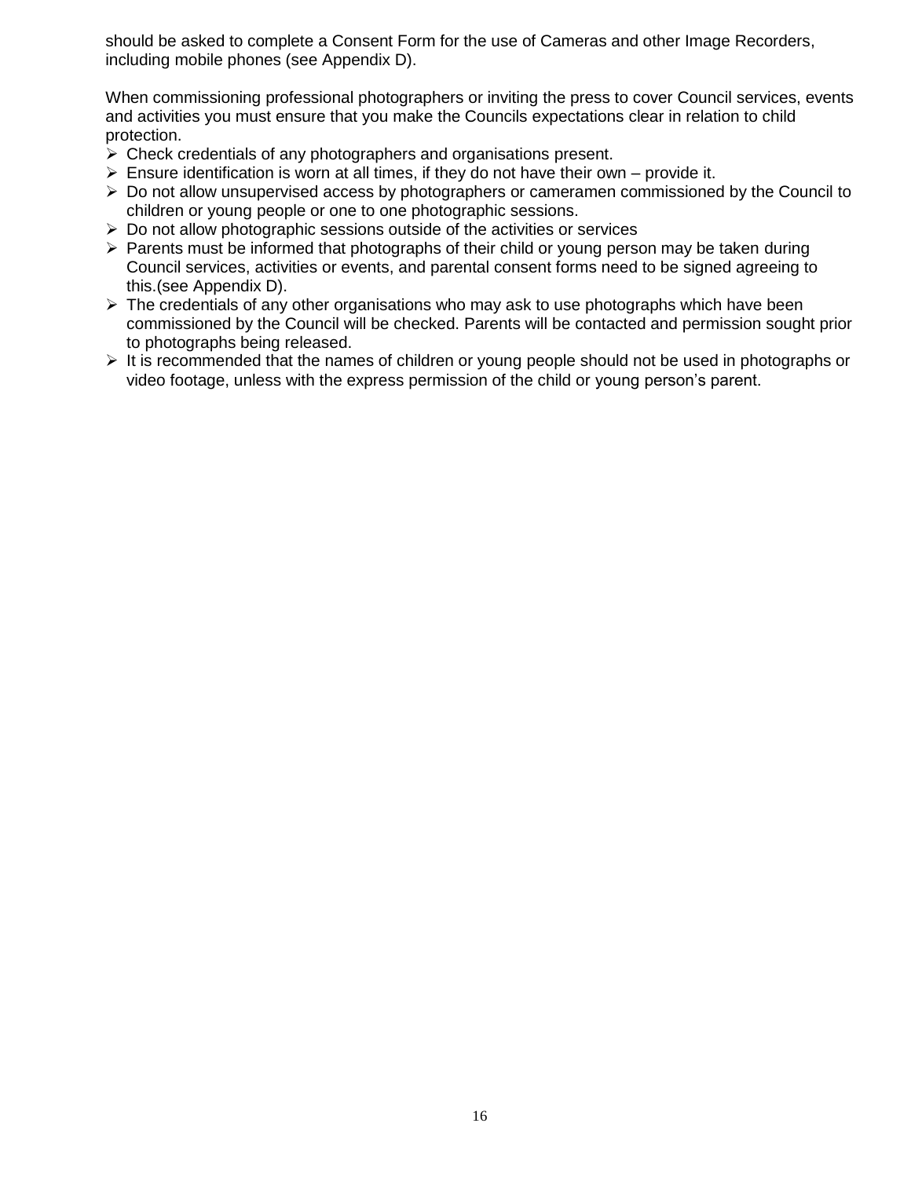should be asked to complete a Consent Form for the use of Cameras and other Image Recorders, including mobile phones (see Appendix D).

When commissioning professional photographers or inviting the press to cover Council services, events and activities you must ensure that you make the Councils expectations clear in relation to child protection.

- Check credentials of any photographers and organisations present.
- Ensure identification is worn at all times, if they do not have their own – provide it.
- Do not allow unsupervised access by photographers or cameramen commissioned by the Council to children or young people or one to one photographic sessions.
- Do not allow photographic sessions outside of the activities or services
- Parents must be informed that photographs of their child or young person may be taken during Council services, activities or events, and parental consent forms need to be signed agreeing to this.(see Appendix D).
- The credentials of any other organisations who may ask to use photographs which have been commissioned by the Council will be checked. Parents will be contacted and permission sought prior to photographs being released.
- It is recommended that the names of children or young people should not be used in photographs or video footage, unless with the express permission of the child or young person's parent.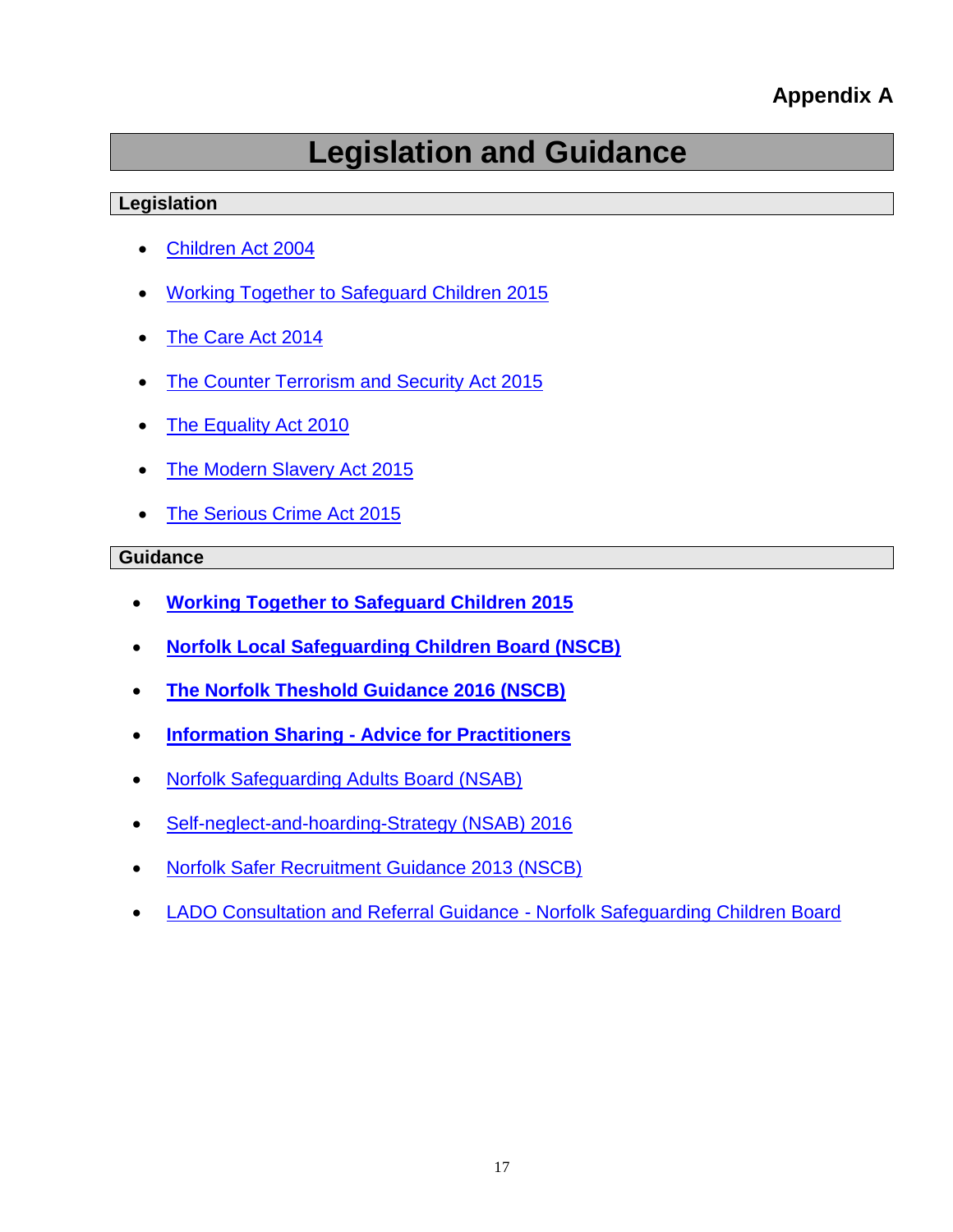**Appendix A**

# Legislation and Guidance

## Legislation

- Children Act 2004
- Working Together to Safeguard Children 2015
- The Care Act 2014
- The Counter Terrorism and Security Act 2015
- The Equality Act 2010
- The Modern Slavery Act 2015
- The Serious Crime Act 2015

## Guidance

- **Working Together to Safeguard Children 2015**
- **Norfolk Local Safeguarding Children Board (NSCB)**
- **The Norfolk Theshold Guidance 2016 (NSCB)**
- **Information Sharing - Advice for Practitioners**
- Norfolk Safeguarding Adults Board (NSAB)
- Self-neglect-and-hoarding-Strategy (NSAB) 2016
- Norfolk Safer Recruitment Guidance 2013 (NSCB)
- LADO Consultation and Referral Guidance - Norfolk Safeguarding Children Board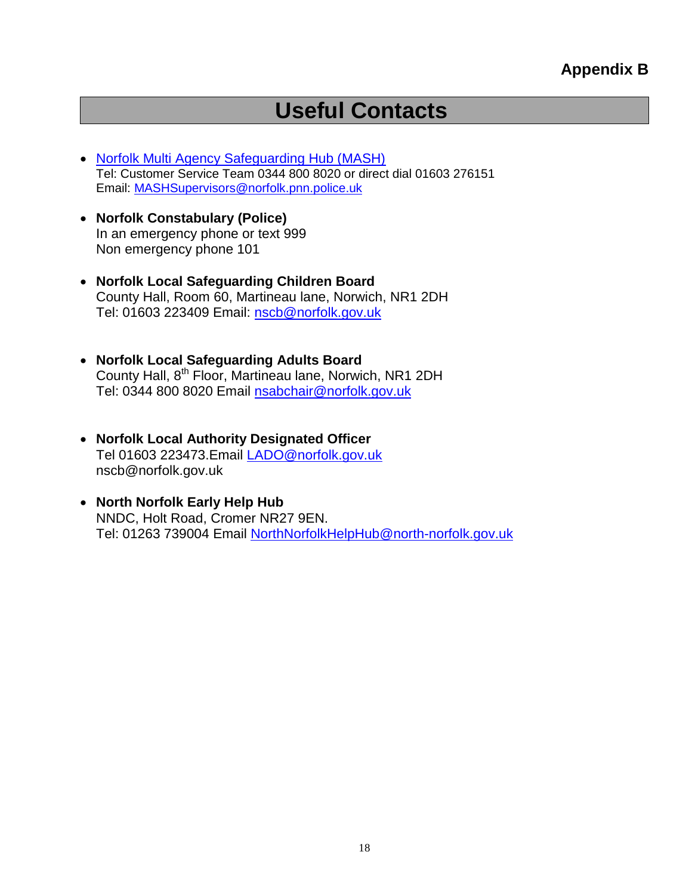**Appendix B**

# Useful Contacts

- Norfolk Multi Agency Safeguarding Hub (MASH)
  Tel: Customer Service Team 0344 800 8020 or direct dial 01603 276151
  Email: MASHSupervisors@norfolk.pnn.police.uk

- **Norfolk Constabulary (Police)**
  In an emergency phone or text 999
  Non emergency phone 101

- **Norfolk Local Safeguarding Children Board**
  County Hall, Room 60, Martineau lane, Norwich, NR1 2DH
  Tel: 01603 223409 Email: nscb@norfolk.gov.uk

- **Norfolk Local Safeguarding Adults Board**
  County Hall, 8th Floor, Martineau lane, Norwich, NR1 2DH
  Tel: 0344 800 8020 Email nsabchair@norfolk.gov.uk

- **Norfolk Local Authority Designated Officer**
  Tel 01603 223473.Email LADO@norfolk.gov.uk
  nscb@norfolk.gov.uk

- **North Norfolk Early Help Hub**
  NNDC, Holt Road, Cromer NR27 9EN.
  Tel: 01263 739004 Email NorthNorfolkHelpHub@north-norfolk.gov.uk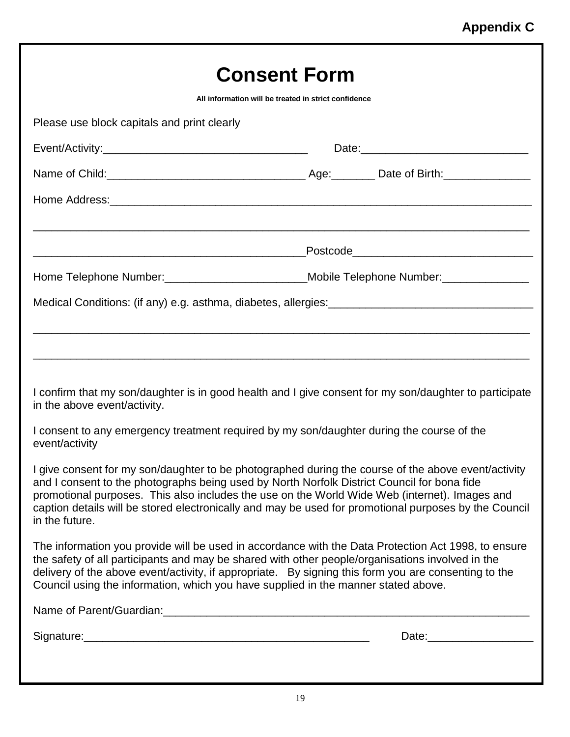**Appendix C**

# Consent Form

**All information will be treated in strict confidence**

Please use block capitals and print clearly

Event/Activity:_________________________________ Date:___________________________

Name of Child:________________________________ Age:_______ Date of Birth:______________

Home Address:______________________________________________________________________

___________________________________________________________________________________

____________________________________________Postcode_____________________________

Home Telephone Number:_______________________Mobile Telephone Number:______________

Medical Conditions: (if any) e.g. asthma, diabetes, allergies:_________________________________

___________________________________________________________________________________

___________________________________________________________________________________

I confirm that my son/daughter is in good health and I give consent for my son/daughter to participate in the above event/activity.

I consent to any emergency treatment required by my son/daughter during the course of the event/activity

I give consent for my son/daughter to be photographed during the course of the above event/activity and I consent to the photographs being used by North Norfolk District Council for bona fide promotional purposes. This also includes the use on the World Wide Web (internet). Images and caption details will be stored electronically and may be used for promotional purposes by the Council in the future.

The information you provide will be used in accordance with the Data Protection Act 1998, to ensure the safety of all participants and may be shared with other people/organisations involved in the delivery of the above event/activity, if appropriate. By signing this form you are consenting to the Council using the information, which you have supplied in the manner stated above.

Name of Parent/Guardian:____________________________________________________________

Signature:_______________________________________________ Date:_________________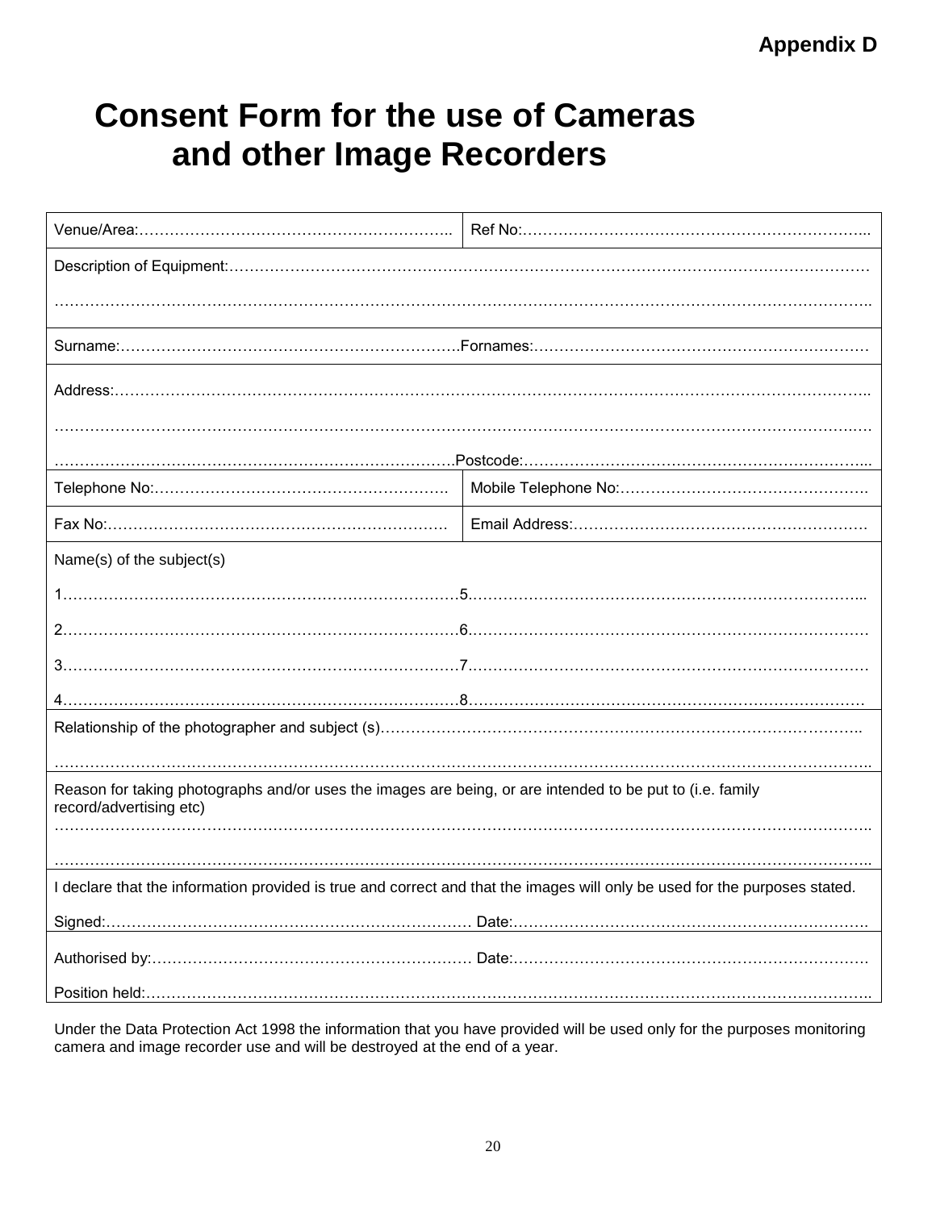**Appendix D**

# Consent Form for the use of Cameras and other Image Recorders

| | |
|---|---|
| Venue/Area:……………………………………………………….. | Ref No:…………………………………………………………….. |
| Description of Equipment:………………………………………………………………………………………………………… ……………………………………………………………………………………………………………………………………….. | |
| Surname:…………………………………………………………….Fornames:………………………………………………………… | |
| Address:…………………………………………………………………………………………………………………………….. ………………………………………………………………………………………………………………………………………. ……………………………………………………………………Postcode:…………………………………………………………... | |
| Telephone No:……………………………………………………. | Mobile Telephone No:…………………………………………. |
| Fax No:…………………………………………………………… | Email Address:…………………………………………………. |
| Name(s) of the subject(s) 1……………………………………………………………………5……………………………………………………………………... 2……………………………………………………………………6…………………………………………………………………… 3……………………………………………………………………7…………………………………………………………………… 4……………………………………………………………………8…………………………………………………………………… | |
| Relationship of the photographer and subject (s)………………………………………………………………………………….. ……………………………………………………………………………………………………………………………………….. | |
| Reason for taking photographs and/or uses the images are being, or are intended to be put to (i.e. family record/advertising etc) ……………………………………………………………………………………………………………………………………….. ……………………………………………………………………………………………………………………………………….. | |
| I declare that the information provided is true and correct and that the images will only be used for the purposes stated. Signed:……………………………………………………………… Date:……………………………………………………………. | |
| Authorised by:……………………………………………………… Date:…………………………………………………………… Position held:……………………………………………………………………………………………………………………….. | |

Under the Data Protection Act 1998 the information that you have provided will be used only for the purposes monitoring camera and image recorder use and will be destroyed at the end of a year.